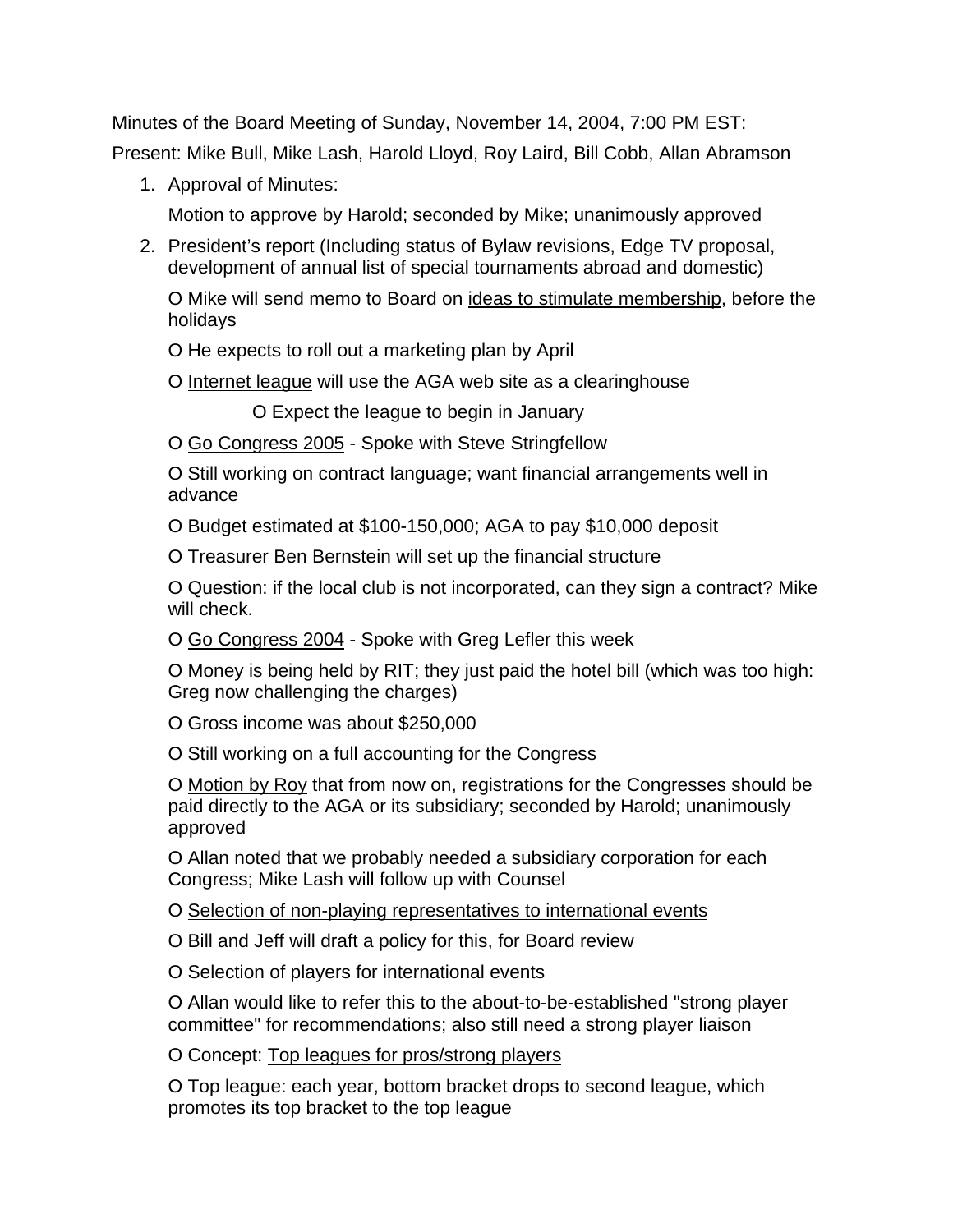Minutes of the Board Meeting of Sunday, November 14, 2004, 7:00 PM EST:

Present: Mike Bull, Mike Lash, Harold Lloyd, Roy Laird, Bill Cobb, Allan Abramson

1. Approval of Minutes:

   Motion to approve by Harold; seconded by Mike; unanimously approved

2. President's report (Including status of Bylaw revisions, Edge TV proposal, development of annual list of special tournaments abroad and domestic)

   O Mike will send memo to Board on <u>ideas to stimulate membership</u>, before the holidays

   O He expects to roll out a marketing plan by April

   O <u>Internet league</u> will use the AGA web site as a clearinghouse

   &nbsp;&nbsp;&nbsp;&nbsp;&nbsp;&nbsp;&nbsp;&nbsp;O Expect the league to begin in January

   O <u>Go Congress 2005</u> - Spoke with Steve Stringfellow

   O Still working on contract language; want financial arrangements well in advance

   O Budget estimated at $100-150,000; AGA to pay $10,000 deposit

   O Treasurer Ben Bernstein will set up the financial structure

   O Question: if the local club is not incorporated, can they sign a contract? Mike will check.

   O <u>Go Congress 2004</u> - Spoke with Greg Lefler this week

   O Money is being held by RIT; they just paid the hotel bill (which was too high: Greg now challenging the charges)

   O Gross income was about $250,000

   O Still working on a full accounting for the Congress

   O <u>Motion by Roy</u> that from now on, registrations for the Congresses should be paid directly to the AGA or its subsidiary; seconded by Harold; unanimously approved

   O Allan noted that we probably needed a subsidiary corporation for each Congress; Mike Lash will follow up with Counsel

   O <u>Selection of non-playing representatives to international events</u>

   O Bill and Jeff will draft a policy for this, for Board review

   O <u>Selection of players for international events</u>

   O Allan would like to refer this to the about-to-be-established "strong player committee" for recommendations; also still need a strong player liaison

   O Concept: <u>Top leagues for pros/strong players</u>

   O Top league: each year, bottom bracket drops to second league, which promotes its top bracket to the top league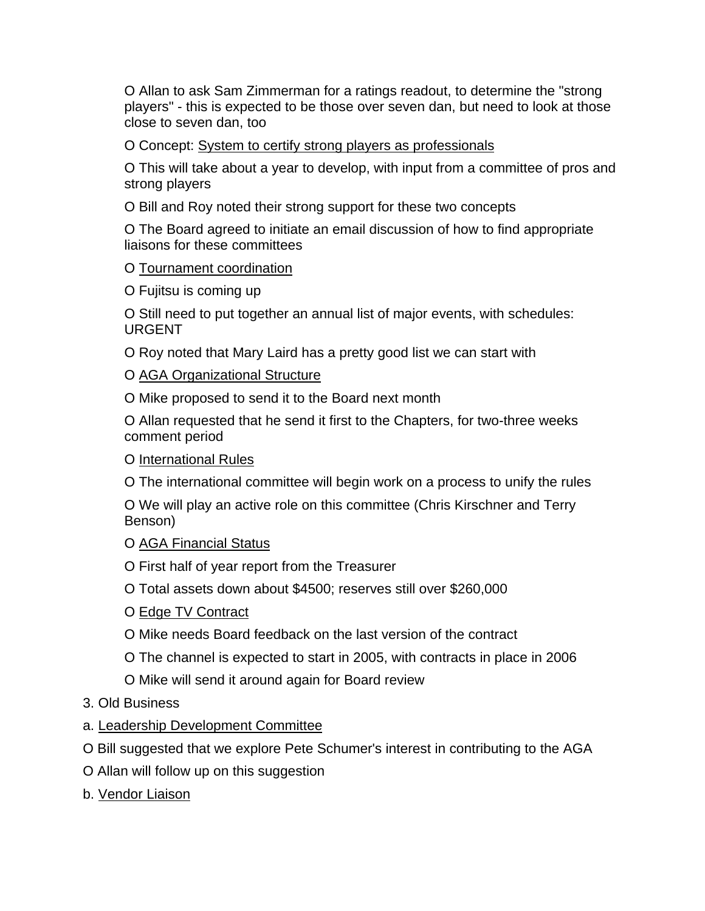O Allan to ask Sam Zimmerman for a ratings readout, to determine the "strong players" - this is expected to be those over seven dan, but need to look at those close to seven dan, too

O Concept: <u>System to certify strong players as professionals</u>

O This will take about a year to develop, with input from a committee of pros and strong players

O Bill and Roy noted their strong support for these two concepts

O The Board agreed to initiate an email discussion of how to find appropriate liaisons for these committees

O <u>Tournament coordination</u>

O Fujitsu is coming up

O Still need to put together an annual list of major events, with schedules: URGENT

O Roy noted that Mary Laird has a pretty good list we can start with

O <u>AGA Organizational Structure</u>

O Mike proposed to send it to the Board next month

O Allan requested that he send it first to the Chapters, for two-three weeks comment period

O <u>International Rules</u>

O The international committee will begin work on a process to unify the rules

O We will play an active role on this committee (Chris Kirschner and Terry Benson)

O <u>AGA Financial Status</u>

O First half of year report from the Treasurer

O Total assets down about $4500; reserves still over $260,000

O <u>Edge TV Contract</u>

O Mike needs Board feedback on the last version of the contract

O The channel is expected to start in 2005, with contracts in place in 2006

O Mike will send it around again for Board review

3. Old Business

a. <u>Leadership Development Committee</u>

O Bill suggested that we explore Pete Schumer's interest in contributing to the AGA

O Allan will follow up on this suggestion

b. <u>Vendor Liaison</u>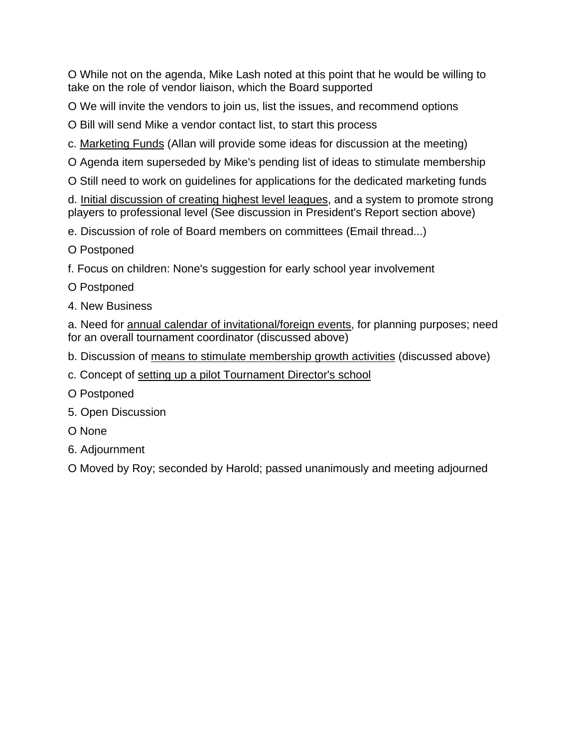O While not on the agenda, Mike Lash noted at this point that he would be willing to take on the role of vendor liaison, which the Board supported

O We will invite the vendors to join us, list the issues, and recommend options

O Bill will send Mike a vendor contact list, to start this process

c. <u>Marketing Funds</u> (Allan will provide some ideas for discussion at the meeting)

O Agenda item superseded by Mike's pending list of ideas to stimulate membership

O Still need to work on guidelines for applications for the dedicated marketing funds

d. <u>Initial discussion of creating highest level leagues</u>, and a system to promote strong players to professional level (See discussion in President's Report section above)

e. Discussion of role of Board members on committees (Email thread...)

O Postponed

f. Focus on children: None's suggestion for early school year involvement

O Postponed

4. New Business

a. Need for <u>annual calendar of invitational/foreign events</u>, for planning purposes; need for an overall tournament coordinator (discussed above)

b. Discussion of <u>means to stimulate membership growth activities</u> (discussed above)

c. Concept of <u>setting up a pilot Tournament Director's school</u>

O Postponed

5. Open Discussion

O None

6. Adjournment

O Moved by Roy; seconded by Harold; passed unanimously and meeting adjourned